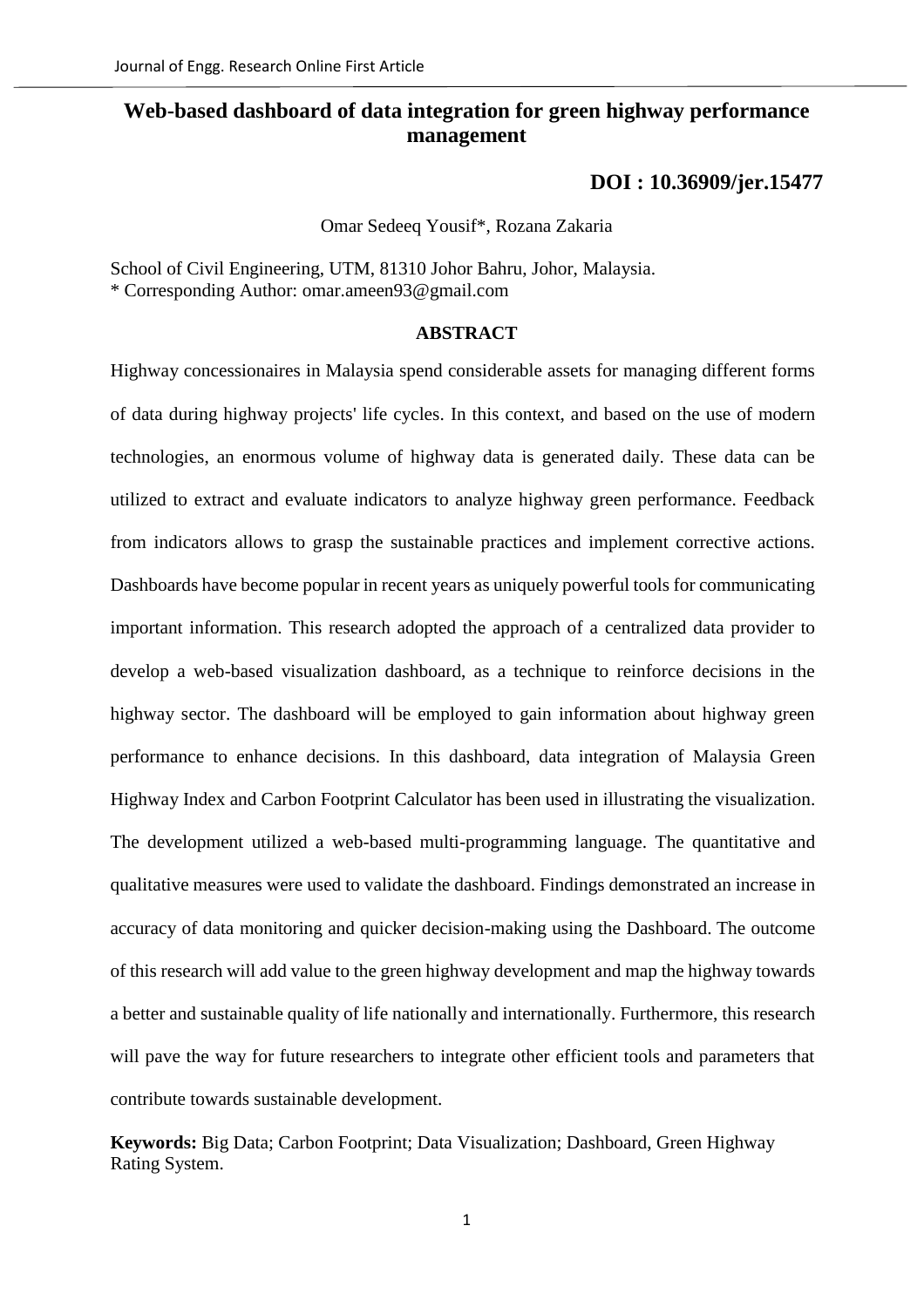# Web-based dashboard of data integration for green highway performance management

**DOI : 10.36909/jer.15477**

Omar Sedeeq Yousif*, Rozana Zakaria

School of Civil Engineering, UTM, 81310 Johor Bahru, Johor, Malaysia.
* Corresponding Author: omar.ameen93@gmail.com

## ABSTRACT

Highway concessionaires in Malaysia spend considerable assets for managing different forms of data during highway projects' life cycles. In this context, and based on the use of modern technologies, an enormous volume of highway data is generated daily. These data can be utilized to extract and evaluate indicators to analyze highway green performance. Feedback from indicators allows to grasp the sustainable practices and implement corrective actions. Dashboards have become popular in recent years as uniquely powerful tools for communicating important information. This research adopted the approach of a centralized data provider to develop a web-based visualization dashboard, as a technique to reinforce decisions in the highway sector. The dashboard will be employed to gain information about highway green performance to enhance decisions. In this dashboard, data integration of Malaysia Green Highway Index and Carbon Footprint Calculator has been used in illustrating the visualization. The development utilized a web-based multi-programming language. The quantitative and qualitative measures were used to validate the dashboard. Findings demonstrated an increase in accuracy of data monitoring and quicker decision-making using the Dashboard. The outcome of this research will add value to the green highway development and map the highway towards a better and sustainable quality of life nationally and internationally. Furthermore, this research will pave the way for future researchers to integrate other efficient tools and parameters that contribute towards sustainable development.

**Keywords:** Big Data; Carbon Footprint; Data Visualization; Dashboard, Green Highway Rating System.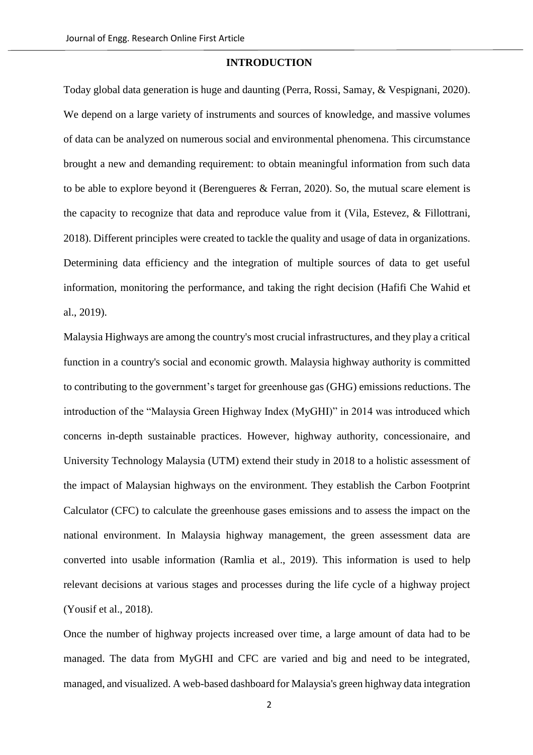## INTRODUCTION

Today global data generation is huge and daunting (Perra, Rossi, Samay, & Vespignani, 2020). We depend on a large variety of instruments and sources of knowledge, and massive volumes of data can be analyzed on numerous social and environmental phenomena. This circumstance brought a new and demanding requirement: to obtain meaningful information from such data to be able to explore beyond it (Berengueres & Ferran, 2020). So, the mutual scare element is the capacity to recognize that data and reproduce value from it (Vila, Estevez, & Fillottrani, 2018). Different principles were created to tackle the quality and usage of data in organizations. Determining data efficiency and the integration of multiple sources of data to get useful information, monitoring the performance, and taking the right decision (Hafifi Che Wahid et al., 2019).

Malaysia Highways are among the country's most crucial infrastructures, and they play a critical function in a country's social and economic growth. Malaysia highway authority is committed to contributing to the government's target for greenhouse gas (GHG) emissions reductions. The introduction of the "Malaysia Green Highway Index (MyGHI)" in 2014 was introduced which concerns in-depth sustainable practices. However, highway authority, concessionaire, and University Technology Malaysia (UTM) extend their study in 2018 to a holistic assessment of the impact of Malaysian highways on the environment. They establish the Carbon Footprint Calculator (CFC) to calculate the greenhouse gases emissions and to assess the impact on the national environment. In Malaysia highway management, the green assessment data are converted into usable information (Ramlia et al., 2019). This information is used to help relevant decisions at various stages and processes during the life cycle of a highway project (Yousif et al., 2018).

Once the number of highway projects increased over time, a large amount of data had to be managed. The data from MyGHI and CFC are varied and big and need to be integrated, managed, and visualized. A web-based dashboard for Malaysia's green highway data integration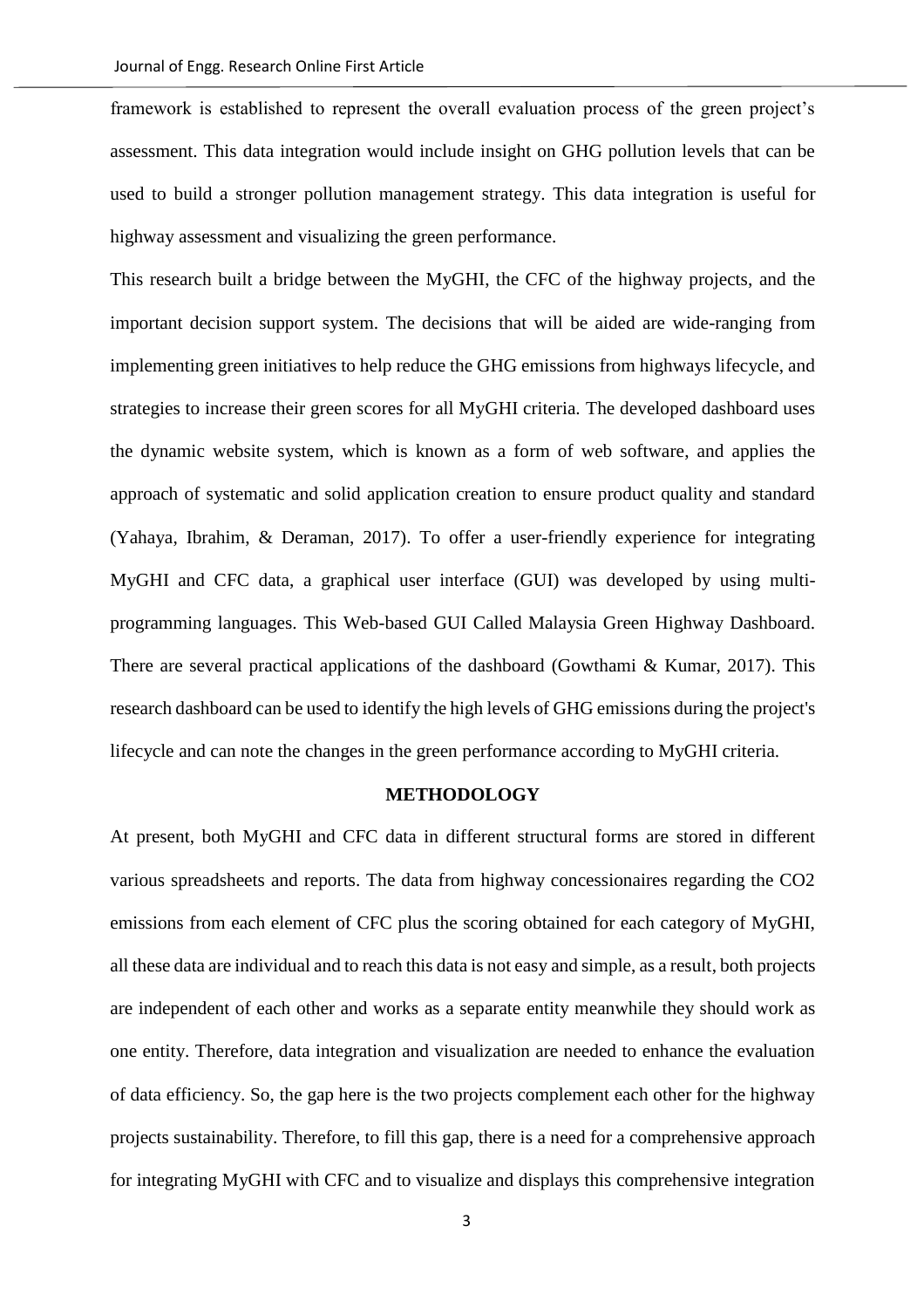framework is established to represent the overall evaluation process of the green project's assessment. This data integration would include insight on GHG pollution levels that can be used to build a stronger pollution management strategy. This data integration is useful for highway assessment and visualizing the green performance.

This research built a bridge between the MyGHI, the CFC of the highway projects, and the important decision support system. The decisions that will be aided are wide-ranging from implementing green initiatives to help reduce the GHG emissions from highways lifecycle, and strategies to increase their green scores for all MyGHI criteria. The developed dashboard uses the dynamic website system, which is known as a form of web software, and applies the approach of systematic and solid application creation to ensure product quality and standard (Yahaya, Ibrahim, & Deraman, 2017). To offer a user-friendly experience for integrating MyGHI and CFC data, a graphical user interface (GUI) was developed by using multi-programming languages. This Web-based GUI Called Malaysia Green Highway Dashboard. There are several practical applications of the dashboard (Gowthami & Kumar, 2017). This research dashboard can be used to identify the high levels of GHG emissions during the project's lifecycle and can note the changes in the green performance according to MyGHI criteria.

## METHODOLOGY

At present, both MyGHI and CFC data in different structural forms are stored in different various spreadsheets and reports. The data from highway concessionaires regarding the $CO_2$ emissions from each element of CFC plus the scoring obtained for each category of MyGHI, all these data are individual and to reach this data is not easy and simple, as a result, both projects are independent of each other and works as a separate entity meanwhile they should work as one entity. Therefore, data integration and visualization are needed to enhance the evaluation of data efficiency. So, the gap here is the two projects complement each other for the highway projects sustainability. Therefore, to fill this gap, there is a need for a comprehensive approach for integrating MyGHI with CFC and to visualize and displays this comprehensive integration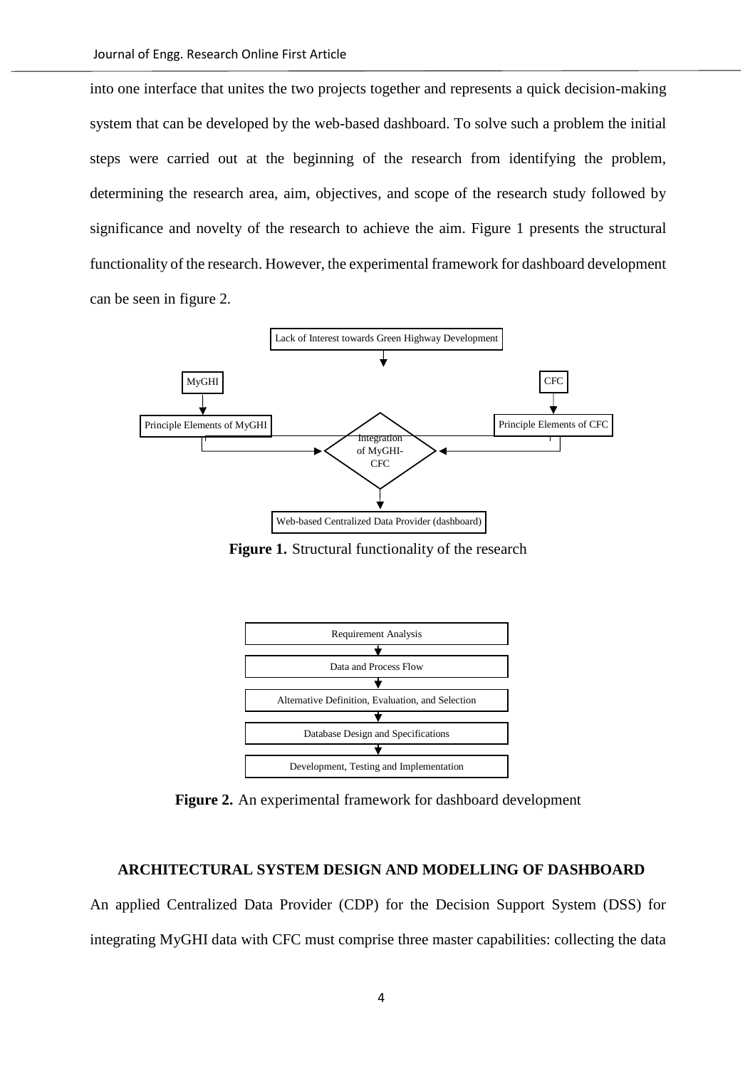into one interface that unites the two projects together and represents a quick decision-making system that can be developed by the web-based dashboard. To solve such a problem the initial steps were carried out at the beginning of the research from identifying the problem, determining the research area, aim, objectives, and scope of the research study followed by significance and novelty of the research to achieve the aim. Figure 1 presents the structural functionality of the research. However, the experimental framework for dashboard development can be seen in figure 2.

Lack of Interest towards Green Highway Development

MyGHI

CFC

Principle Elements of MyGHI

Integration of MyGHI-CFC

Principle Elements of CFC

Web-based Centralized Data Provider (dashboard)

**Figure 1.** Structural functionality of the research

Requirement Analysis

Data and Process Flow

Alternative Definition, Evaluation, and Selection

Database Design and Specifications

Development, Testing and Implementation

**Figure 2.** An experimental framework for dashboard development

## ARCHITECTURAL SYSTEM DESIGN AND MODELLING OF DASHBOARD

An applied Centralized Data Provider (CDP) for the Decision Support System (DSS) for integrating MyGHI data with CFC must comprise three master capabilities: collecting the data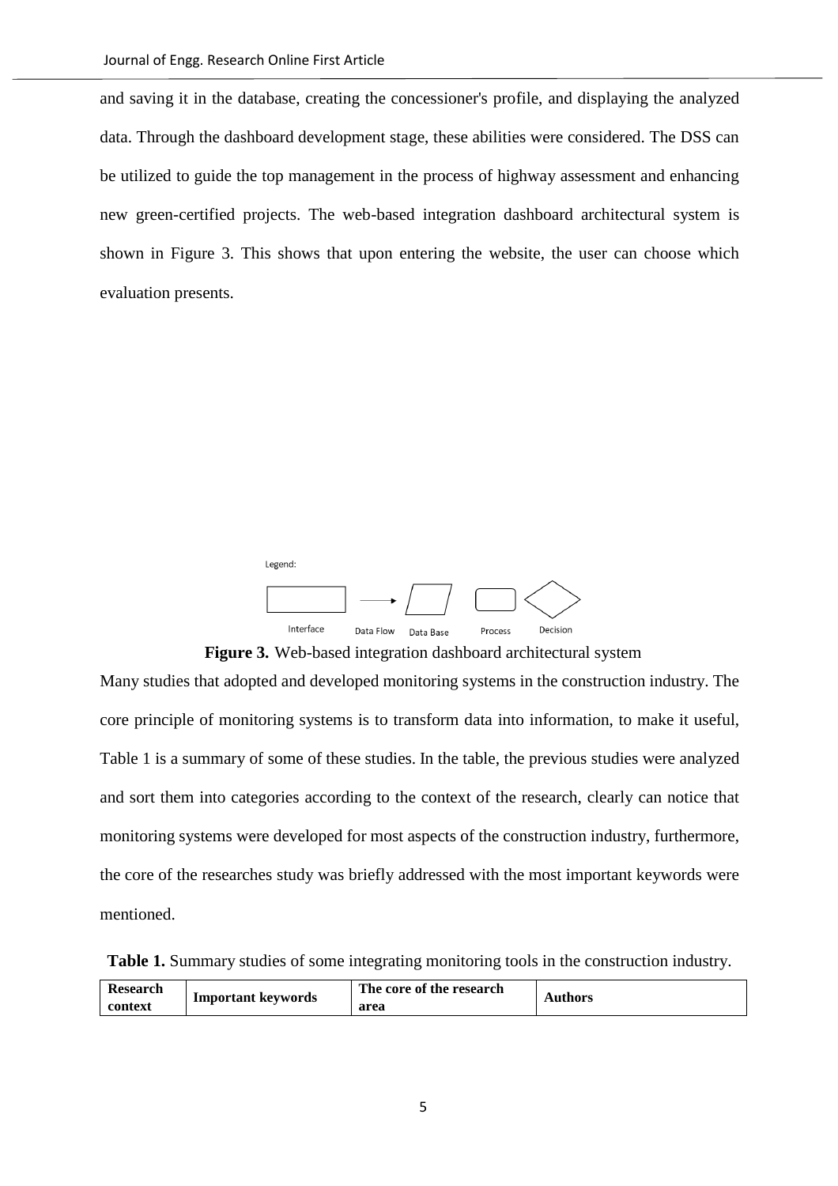and saving it in the database, creating the concessioner's profile, and displaying the analyzed data. Through the dashboard development stage, these abilities were considered. The DSS can be utilized to guide the top management in the process of highway assessment and enhancing new green-certified projects. The web-based integration dashboard architectural system is shown in Figure 3. This shows that upon entering the website, the user can choose which evaluation presents.

Legend:

Interface Data Flow Data Base Process Decision

**Figure 3.** Web-based integration dashboard architectural system

Many studies that adopted and developed monitoring systems in the construction industry. The core principle of monitoring systems is to transform data into information, to make it useful, Table 1 is a summary of some of these studies. In the table, the previous studies were analyzed and sort them into categories according to the context of the research, clearly can notice that monitoring systems were developed for most aspects of the construction industry, furthermore, the core of the researches study was briefly addressed with the most important keywords were mentioned.

**Table 1.** Summary studies of some integrating monitoring tools in the construction industry.

| Research context | Important keywords | The core of the research area | Authors |
|---|---|---|---|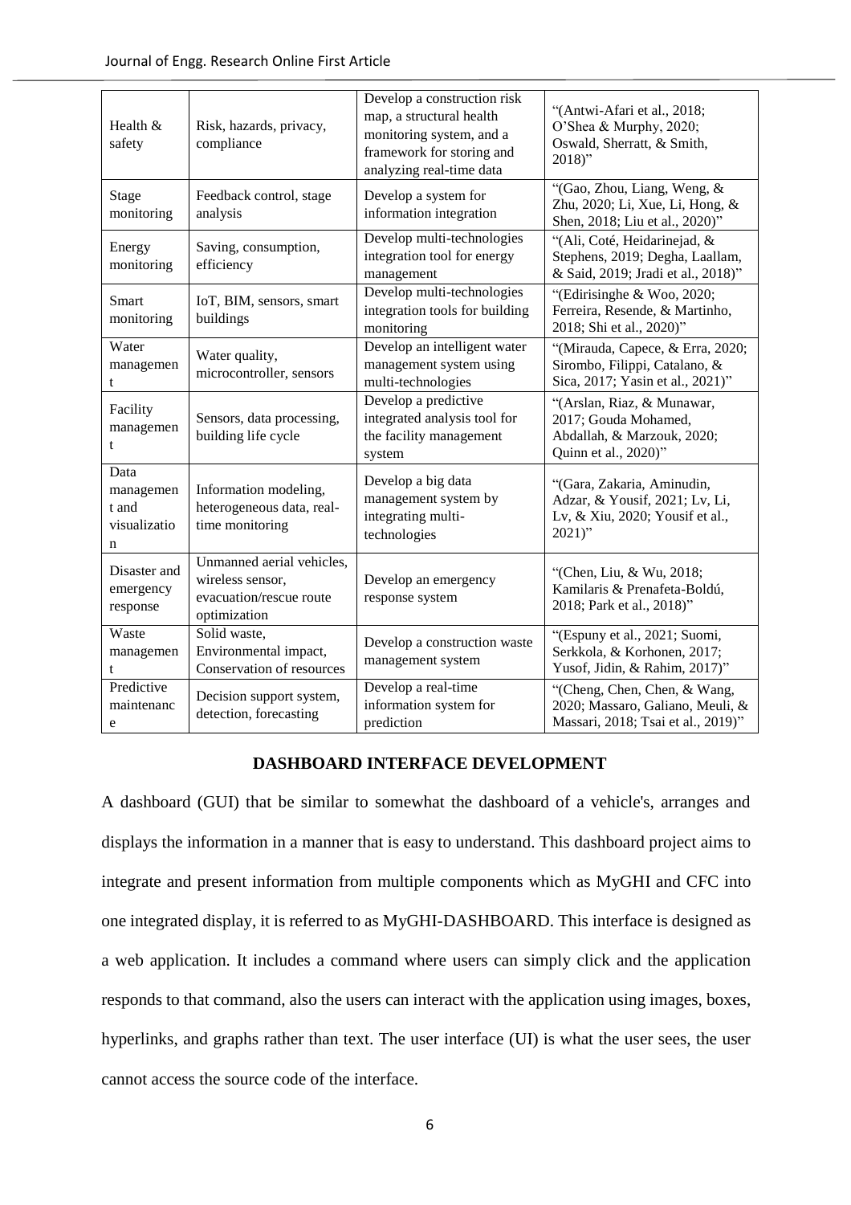| Health & safety | Risk, hazards, privacy, compliance | Develop a construction risk map, a structural health monitoring system, and a framework for storing and analyzing real-time data | "(Antwi-Afari et al., 2018; O'Shea & Murphy, 2020; Oswald, Sherratt, & Smith, 2018)" |
|---|---|---|---|
| Stage monitoring | Feedback control, stage analysis | Develop a system for information integration | "(Gao, Zhou, Liang, Weng, & Zhu, 2020; Li, Xue, Li, Hong, & Shen, 2018; Liu et al., 2020)" |
| Energy monitoring | Saving, consumption, efficiency | Develop multi-technologies integration tool for energy management | "(Ali, Coté, Heidarinejad, & Stephens, 2019; Degha, Laallam, & Said, 2019; Jradi et al., 2018)" |
| Smart monitoring | IoT, BIM, sensors, smart buildings | Develop multi-technologies integration tools for building monitoring | "(Edirisinghe & Woo, 2020; Ferreira, Resende, & Martinho, 2018; Shi et al., 2020)" |
| Water management | Water quality, microcontroller, sensors | Develop an intelligent water management system using multi-technologies | "(Mirauda, Capece, & Erra, 2020; Sirombo, Filippi, Catalano, & Sica, 2017; Yasin et al., 2021)" |
| Facility management | Sensors, data processing, building life cycle | Develop a predictive integrated analysis tool for the facility management system | "(Arslan, Riaz, & Munawar, 2017; Gouda Mohamed, Abdallah, & Marzouk, 2020; Quinn et al., 2020)" |
| Data management and visualization | Information modeling, heterogeneous data, real-time monitoring | Develop a big data management system by integrating multi-technologies | "(Gara, Zakaria, Aminudin, Adzar, & Yousif, 2021; Lv, Li, Lv, & Xiu, 2020; Yousif et al., 2021)" |
| Disaster and emergency response | Unmanned aerial vehicles, wireless sensor, evacuation/rescue route optimization | Develop an emergency response system | "(Chen, Liu, & Wu, 2018; Kamilaris & Prenafeta-Boldú, 2018; Park et al., 2018)" |
| Waste management | Solid waste, Environmental impact, Conservation of resources | Develop a construction waste management system | "(Espuny et al., 2021; Suomi, Serkkola, & Korhonen, 2017; Yusof, Jidin, & Rahim, 2017)" |
| Predictive maintenance | Decision support system, detection, forecasting | Develop a real-time information system for prediction | "(Cheng, Chen, Chen, & Wang, 2020; Massaro, Galiano, Meuli, & Massari, 2018; Tsai et al., 2019)" |

## DASHBOARD INTERFACE DEVELOPMENT

A dashboard (GUI) that be similar to somewhat the dashboard of a vehicle's, arranges and displays the information in a manner that is easy to understand. This dashboard project aims to integrate and present information from multiple components which as MyGHI and CFC into one integrated display, it is referred to as MyGHI-DASHBOARD. This interface is designed as a web application. It includes a command where users can simply click and the application responds to that command, also the users can interact with the application using images, boxes, hyperlinks, and graphs rather than text. The user interface (UI) is what the user sees, the user cannot access the source code of the interface.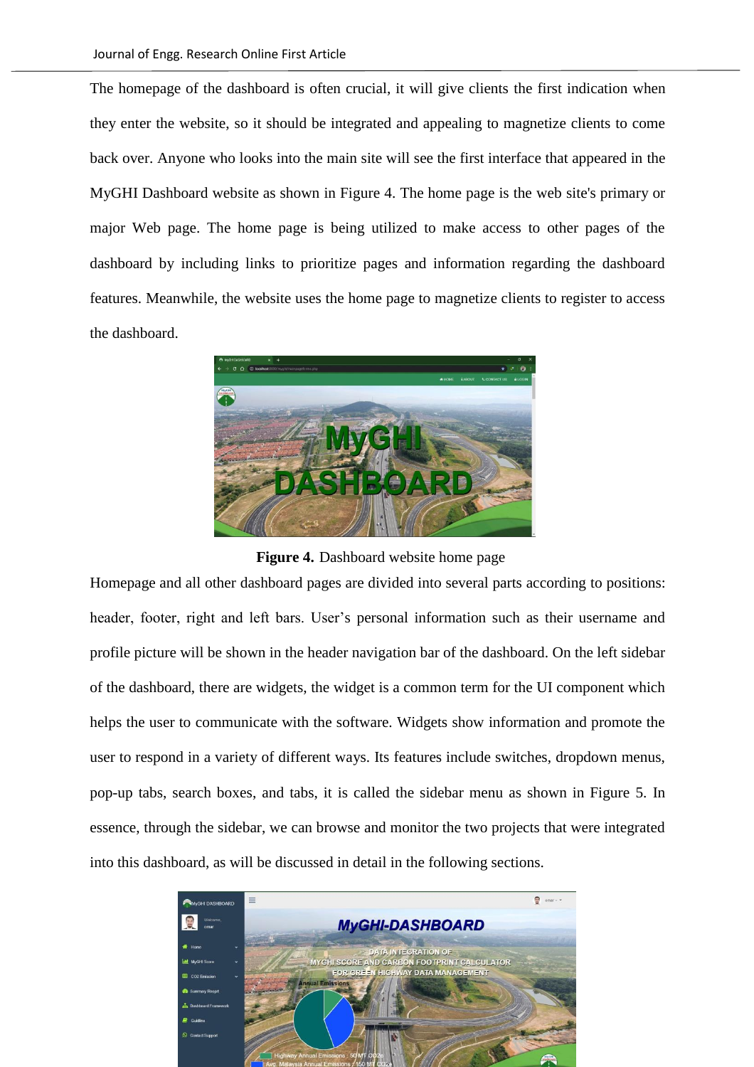The homepage of the dashboard is often crucial, it will give clients the first indication when they enter the website, so it should be integrated and appealing to magnetize clients to come back over. Anyone who looks into the main site will see the first interface that appeared in the MyGHI Dashboard website as shown in Figure 4. The home page is the web site's primary or major Web page. The home page is being utilized to make access to other pages of the dashboard by including links to prioritize pages and information regarding the dashboard features. Meanwhile, the website uses the home page to magnetize clients to register to access the dashboard.

**Figure 4.** Dashboard website home page

Homepage and all other dashboard pages are divided into several parts according to positions: header, footer, right and left bars. User's personal information such as their username and profile picture will be shown in the header navigation bar of the dashboard. On the left sidebar of the dashboard, there are widgets, the widget is a common term for the UI component which helps the user to communicate with the software. Widgets show information and promote the user to respond in a variety of different ways. Its features include switches, dropdown menus, pop-up tabs, search boxes, and tabs, it is called the sidebar menu as shown in Figure 5. In essence, through the sidebar, we can browse and monitor the two projects that were integrated into this dashboard, as will be discussed in detail in the following sections.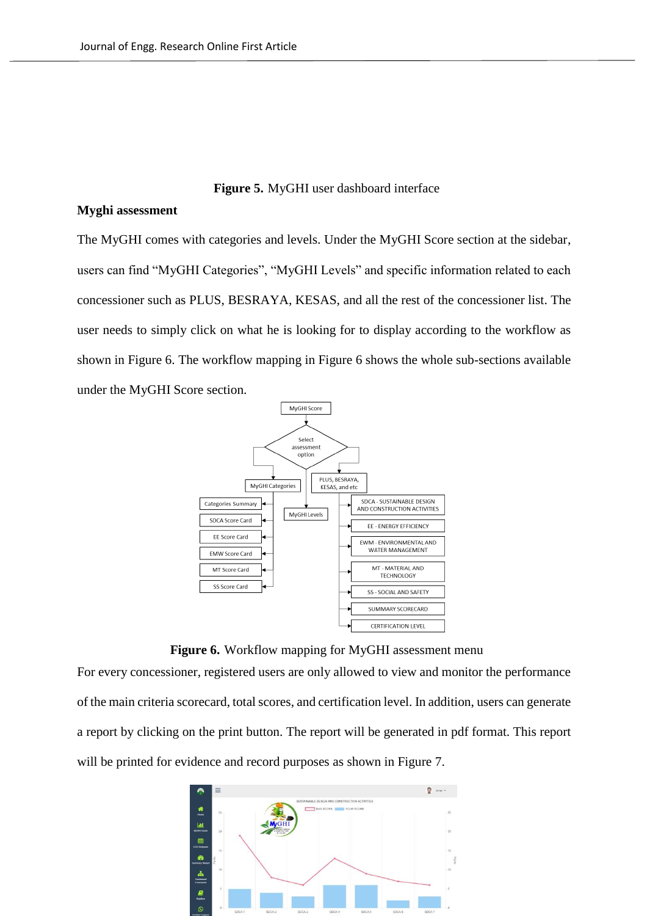**Figure 5.** MyGHI user dashboard interface

**Myghi assessment**

The MyGHI comes with categories and levels. Under the MyGHI Score section at the sidebar, users can find “MyGHI Categories”, “MyGHI Levels” and specific information related to each concessioner such as PLUS, BESRAYA, KESAS, and all the rest of the concessioner list. The user needs to simply click on what he is looking for to display according to the workflow as shown in Figure 6. The workflow mapping in Figure 6 shows the whole sub-sections available under the MyGHI Score section.

**Figure 6.** Workflow mapping for MyGHI assessment menu

For every concessioner, registered users are only allowed to view and monitor the performance of the main criteria scorecard, total scores, and certification level. In addition, users can generate a report by clicking on the print button. The report will be generated in pdf format. This report will be printed for evidence and record purposes as shown in Figure 7.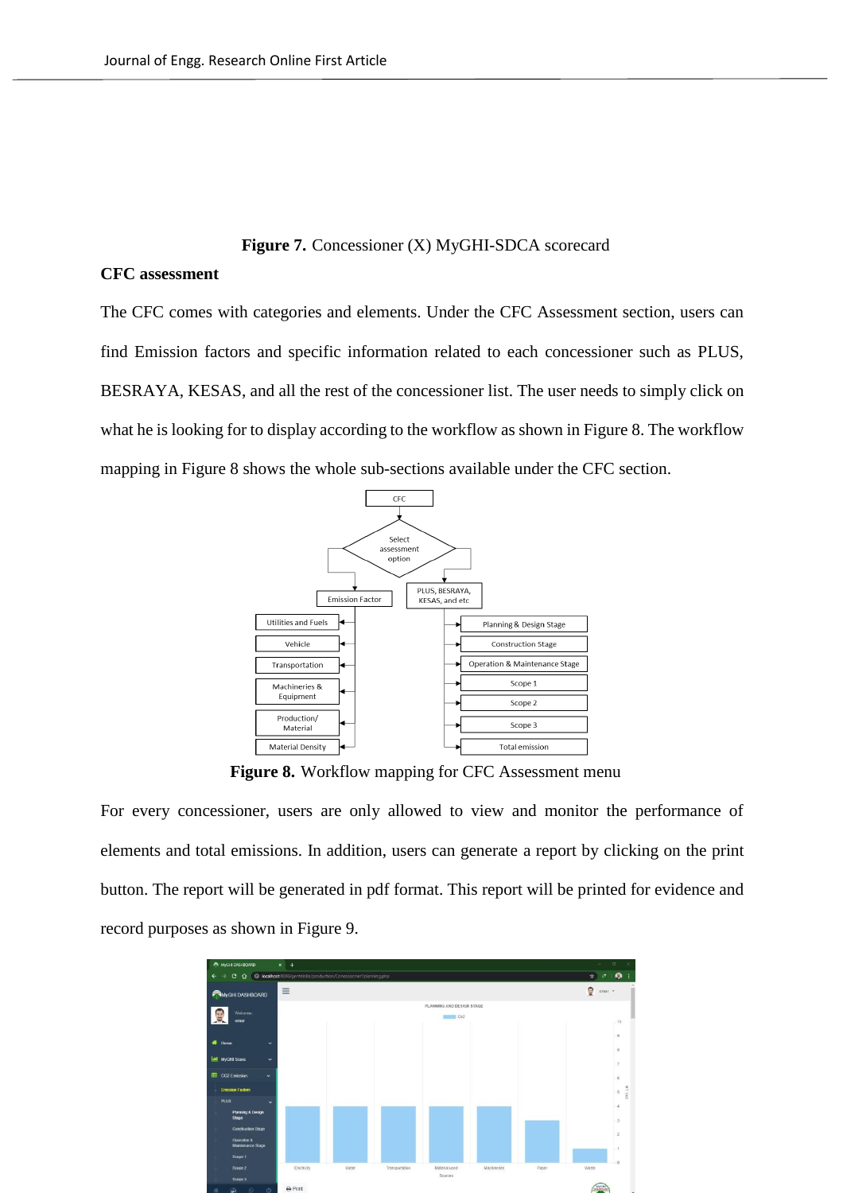**Figure 7.** Concessioner (X) MyGHI-SDCA scorecard

**CFC assessment**

The CFC comes with categories and elements. Under the CFC Assessment section, users can find Emission factors and specific information related to each concessioner such as PLUS, BESRAYA, KESAS, and all the rest of the concessioner list. The user needs to simply click on what he is looking for to display according to the workflow as shown in Figure 8. The workflow mapping in Figure 8 shows the whole sub-sections available under the CFC section.

**Figure 8.** Workflow mapping for CFC Assessment menu

For every concessioner, users are only allowed to view and monitor the performance of elements and total emissions. In addition, users can generate a report by clicking on the print button. The report will be generated in pdf format. This report will be printed for evidence and record purposes as shown in Figure 9.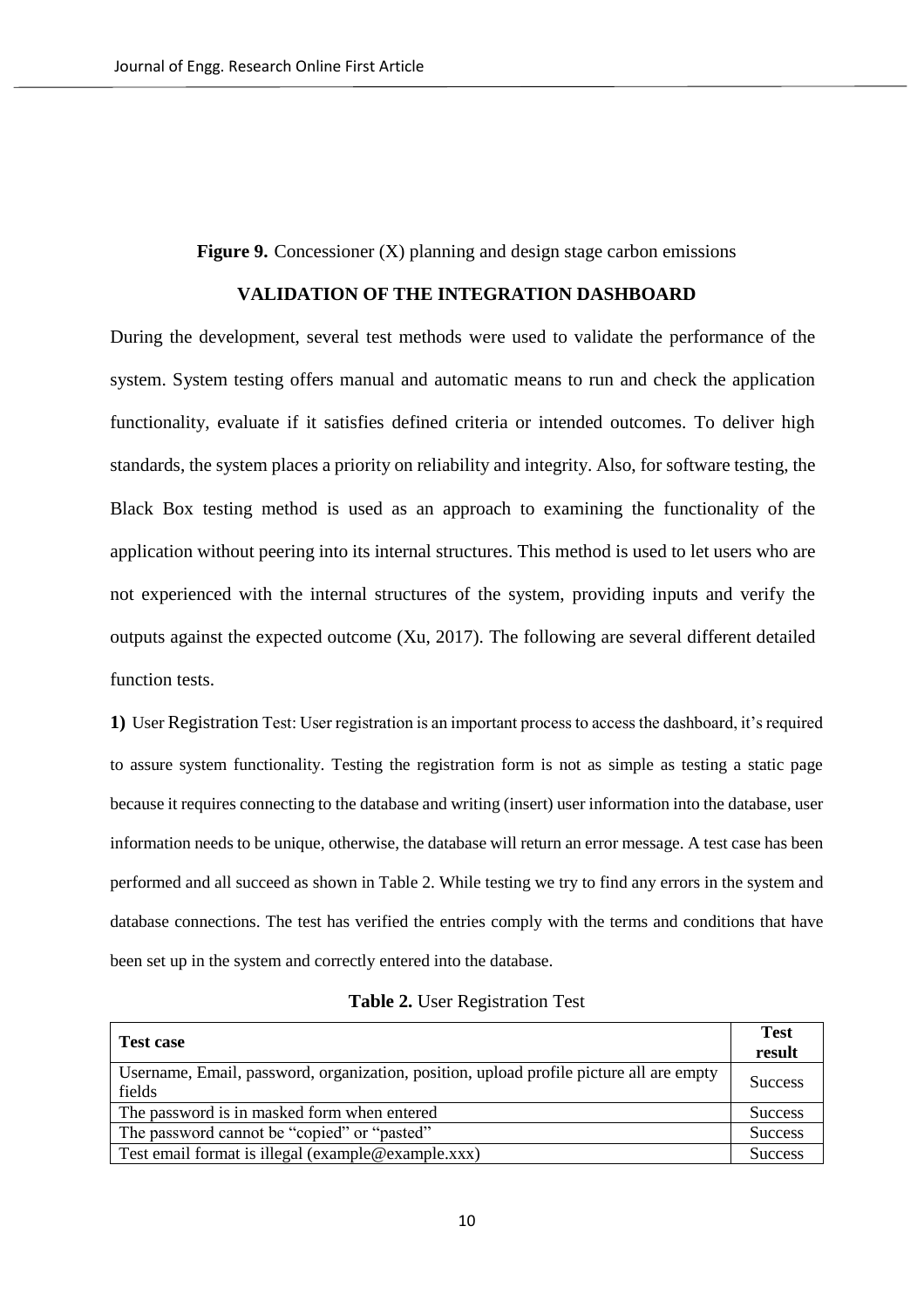**Figure 9.** Concessioner (X) planning and design stage carbon emissions

## VALIDATION OF THE INTEGRATION DASHBOARD

During the development, several test methods were used to validate the performance of the system. System testing offers manual and automatic means to run and check the application functionality, evaluate if it satisfies defined criteria or intended outcomes. To deliver high standards, the system places a priority on reliability and integrity. Also, for software testing, the Black Box testing method is used as an approach to examining the functionality of the application without peering into its internal structures. This method is used to let users who are not experienced with the internal structures of the system, providing inputs and verify the outputs against the expected outcome (Xu, 2017). The following are several different detailed function tests.

**1)** User Registration Test: User registration is an important process to access the dashboard, it's required to assure system functionality. Testing the registration form is not as simple as testing a static page because it requires connecting to the database and writing (insert) user information into the database, user information needs to be unique, otherwise, the database will return an error message. A test case has been performed and all succeed as shown in Table 2. While testing we try to find any errors in the system and database connections. The test has verified the entries comply with the terms and conditions that have been set up in the system and correctly entered into the database.

**Table 2.** User Registration Test

| Test case | Test result |
|---|---|
| Username, Email, password, organization, position, upload profile picture all are empty fields | Success |
| The password is in masked form when entered | Success |
| The password cannot be "copied" or "pasted" | Success |
| Test email format is illegal (example@example.xxx) | Success |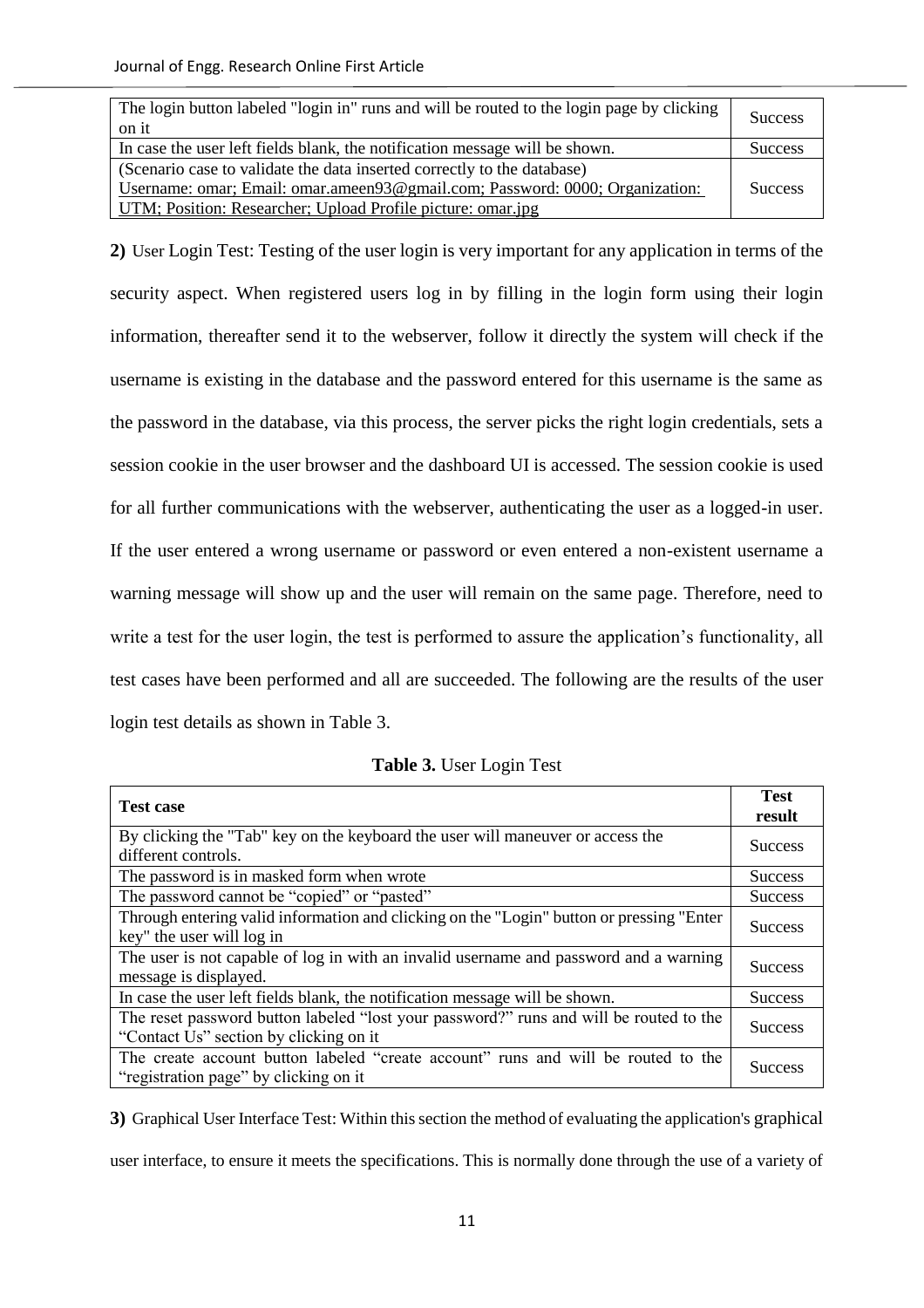| | |
|---|---|
| The login button labeled "login in" runs and will be routed to the login page by clicking on it | Success |
| In case the user left fields blank, the notification message will be shown. | Success |
| (Scenario case to validate the data inserted correctly to the database) Username: omar; Email: omar.ameen93@gmail.com; Password: 0000; Organization: UTM; Position: Researcher; Upload Profile picture: omar.jpg | Success |

**2)** User Login Test: Testing of the user login is very important for any application in terms of the security aspect. When registered users log in by filling in the login form using their login information, thereafter send it to the webserver, follow it directly the system will check if the username is existing in the database and the password entered for this username is the same as the password in the database, via this process, the server picks the right login credentials, sets a session cookie in the user browser and the dashboard UI is accessed. The session cookie is used for all further communications with the webserver, authenticating the user as a logged-in user. If the user entered a wrong username or password or even entered a non-existent username a warning message will show up and the user will remain on the same page. Therefore, need to write a test for the user login, the test is performed to assure the application's functionality, all test cases have been performed and all are succeeded. The following are the results of the user login test details as shown in Table 3.

**Table 3.** User Login Test

| **Test case** | **Test result** |
|---|---|
| By clicking the "Tab" key on the keyboard the user will maneuver or access the different controls. | Success |
| The password is in masked form when wrote | Success |
| The password cannot be "copied" or "pasted" | Success |
| Through entering valid information and clicking on the "Login" button or pressing "Enter key" the user will log in | Success |
| The user is not capable of log in with an invalid username and password and a warning message is displayed. | Success |
| In case the user left fields blank, the notification message will be shown. | Success |
| The reset password button labeled "lost your password?" runs and will be routed to the "Contact Us" section by clicking on it | Success |
| The create account button labeled "create account" runs and will be routed to the "registration page" by clicking on it | Success |

**3)** Graphical User Interface Test: Within this section the method of evaluating the application's graphical user interface, to ensure it meets the specifications. This is normally done through the use of a variety of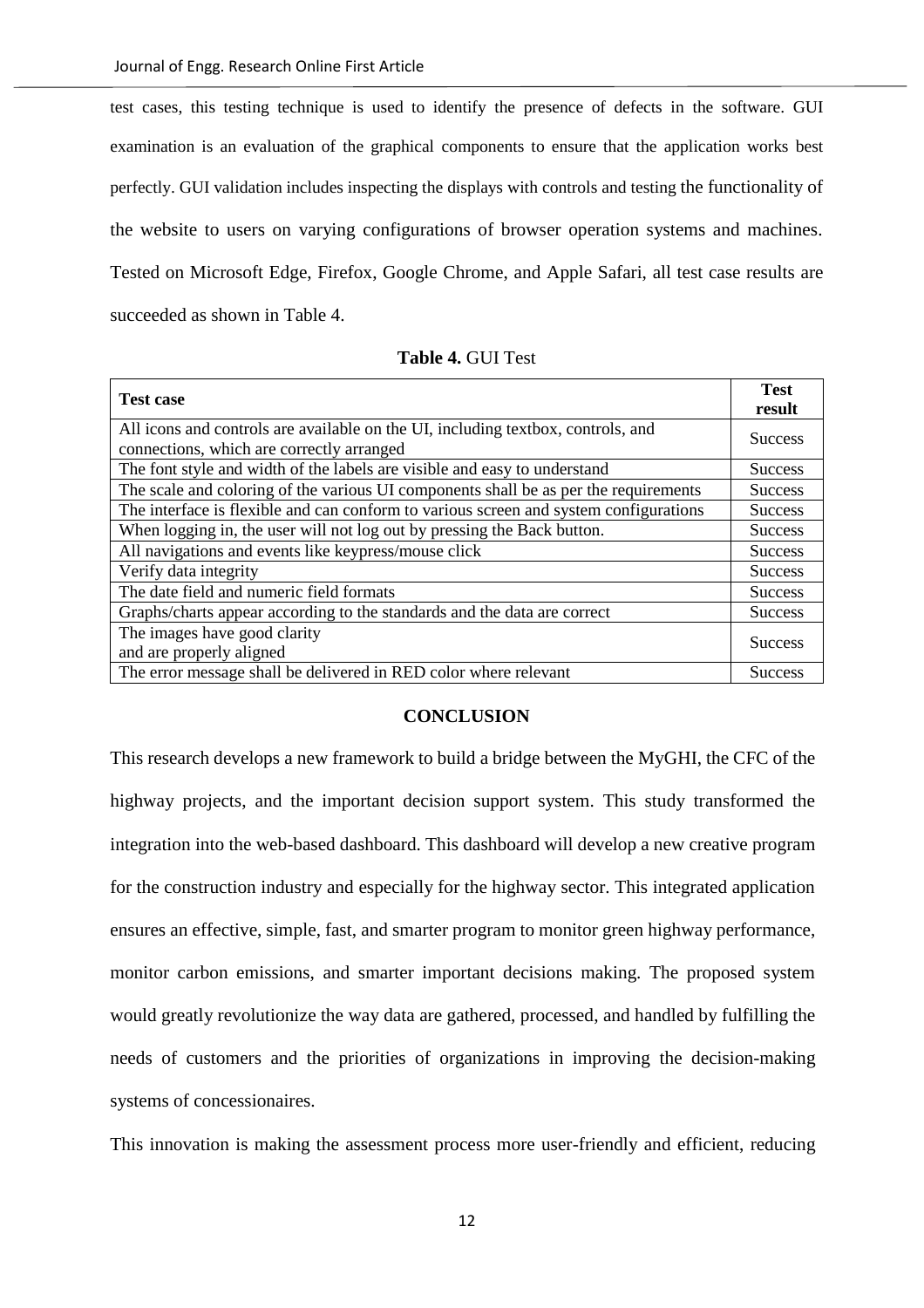test cases, this testing technique is used to identify the presence of defects in the software. GUI examination is an evaluation of the graphical components to ensure that the application works best perfectly. GUI validation includes inspecting the displays with controls and testing the functionality of the website to users on varying configurations of browser operation systems and machines. Tested on Microsoft Edge, Firefox, Google Chrome, and Apple Safari, all test case results are succeeded as shown in Table 4.

**Table 4.** GUI Test

| **Test case** | **Test result** |
|---|---|
| All icons and controls are available on the UI, including textbox, controls, and connections, which are correctly arranged | Success |
| The font style and width of the labels are visible and easy to understand | Success |
| The scale and coloring of the various UI components shall be as per the requirements | Success |
| The interface is flexible and can conform to various screen and system configurations | Success |
| When logging in, the user will not log out by pressing the Back button. | Success |
| All navigations and events like keypress/mouse click | Success |
| Verify data integrity | Success |
| The date field and numeric field formats | Success |
| Graphs/charts appear according to the standards and the data are correct | Success |
| The images have good clarity and are properly aligned | Success |
| The error message shall be delivered in RED color where relevant | Success |

## CONCLUSION

This research develops a new framework to build a bridge between the MyGHI, the CFC of the highway projects, and the important decision support system. This study transformed the integration into the web-based dashboard. This dashboard will develop a new creative program for the construction industry and especially for the highway sector. This integrated application ensures an effective, simple, fast, and smarter program to monitor green highway performance, monitor carbon emissions, and smarter important decisions making. The proposed system would greatly revolutionize the way data are gathered, processed, and handled by fulfilling the needs of customers and the priorities of organizations in improving the decision-making systems of concessionaires.

This innovation is making the assessment process more user-friendly and efficient, reducing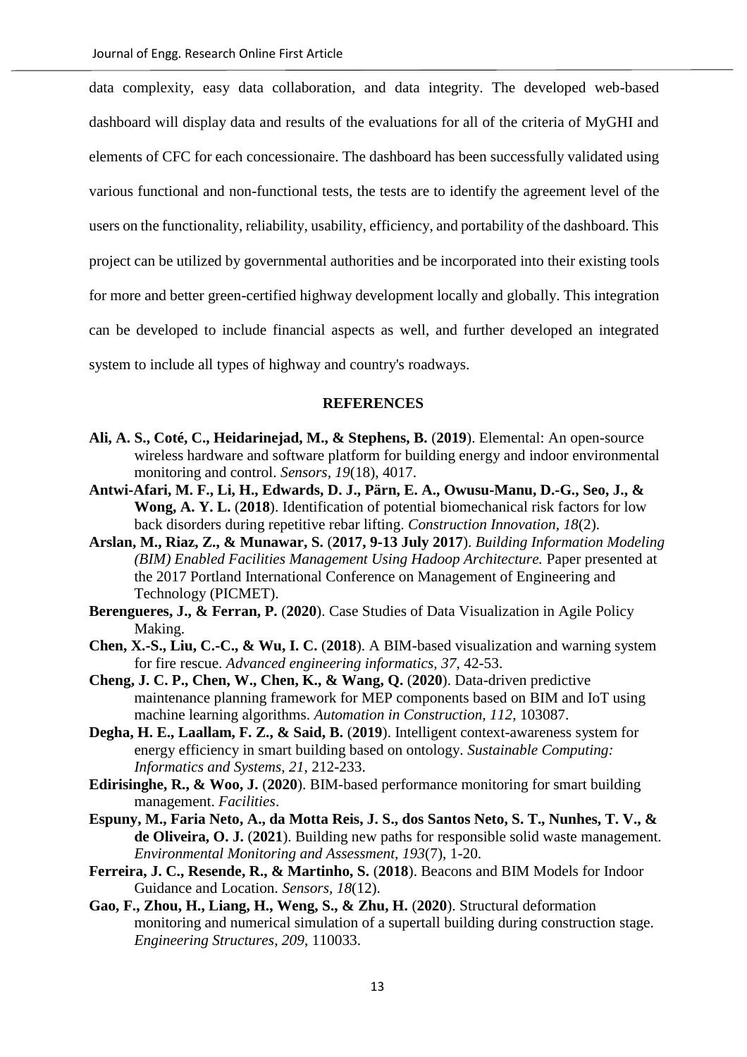data complexity, easy data collaboration, and data integrity. The developed web-based dashboard will display data and results of the evaluations for all of the criteria of MyGHI and elements of CFC for each concessionaire. The dashboard has been successfully validated using various functional and non-functional tests, the tests are to identify the agreement level of the users on the functionality, reliability, usability, efficiency, and portability of the dashboard. This project can be utilized by governmental authorities and be incorporated into their existing tools for more and better green-certified highway development locally and globally. This integration can be developed to include financial aspects as well, and further developed an integrated system to include all types of highway and country's roadways.

## REFERENCES

**Ali, A. S., Coté, C., Heidarinejad, M., & Stephens, B.** (**2019**). Elemental: An open-source wireless hardware and software platform for building energy and indoor environmental monitoring and control. *Sensors, 19*(18), 4017.

**Antwi-Afari, M. F., Li, H., Edwards, D. J., Pärn, E. A., Owusu-Manu, D.-G., Seo, J., & Wong, A. Y. L.** (**2018**). Identification of potential biomechanical risk factors for low back disorders during repetitive rebar lifting. *Construction Innovation, 18*(2).

**Arslan, M., Riaz, Z., & Munawar, S.** (**2017, 9-13 July 2017**). *Building Information Modeling (BIM) Enabled Facilities Management Using Hadoop Architecture.* Paper presented at the 2017 Portland International Conference on Management of Engineering and Technology (PICMET).

**Berengueres, J., & Ferran, P.** (**2020**). Case Studies of Data Visualization in Agile Policy Making.

**Chen, X.-S., Liu, C.-C., & Wu, I. C.** (**2018**). A BIM-based visualization and warning system for fire rescue. *Advanced engineering informatics, 37*, 42-53.

**Cheng, J. C. P., Chen, W., Chen, K., & Wang, Q.** (**2020**). Data-driven predictive maintenance planning framework for MEP components based on BIM and IoT using machine learning algorithms. *Automation in Construction, 112*, 103087.

**Degha, H. E., Laallam, F. Z., & Said, B.** (**2019**). Intelligent context-awareness system for energy efficiency in smart building based on ontology. *Sustainable Computing: Informatics and Systems, 21*, 212-233.

**Edirisinghe, R., & Woo, J.** (**2020**). BIM-based performance monitoring for smart building management. *Facilities*.

**Espuny, M., Faria Neto, A., da Motta Reis, J. S., dos Santos Neto, S. T., Nunhes, T. V., & de Oliveira, O. J.** (**2021**). Building new paths for responsible solid waste management. *Environmental Monitoring and Assessment, 193*(7), 1-20.

**Ferreira, J. C., Resende, R., & Martinho, S.** (**2018**). Beacons and BIM Models for Indoor Guidance and Location. *Sensors, 18*(12).

**Gao, F., Zhou, H., Liang, H., Weng, S., & Zhu, H.** (**2020**). Structural deformation monitoring and numerical simulation of a supertall building during construction stage. *Engineering Structures, 209*, 110033.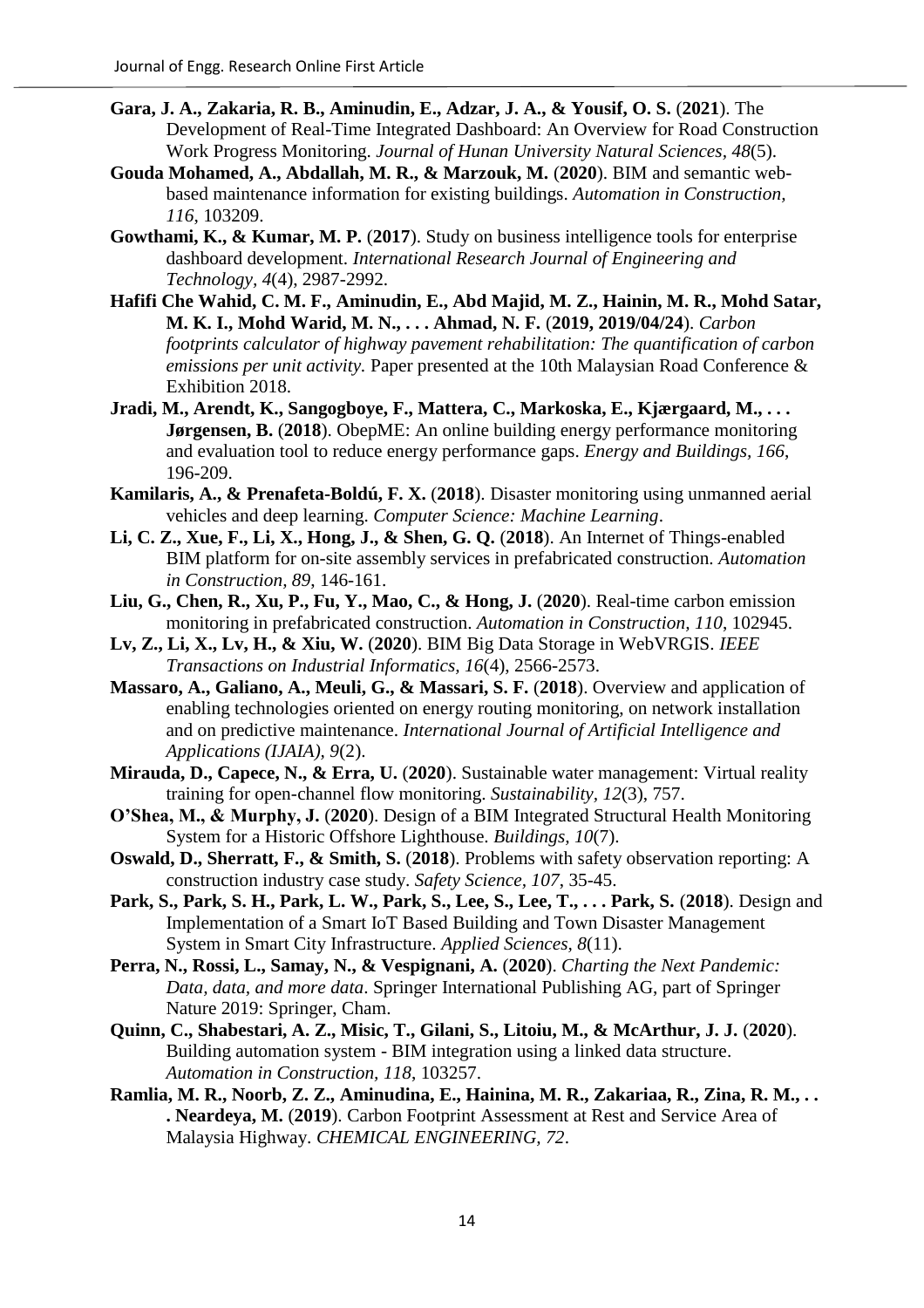**Gara, J. A., Zakaria, R. B., Aminudin, E., Adzar, J. A., & Yousif, O. S.** (**2021**). The Development of Real-Time Integrated Dashboard: An Overview for Road Construction Work Progress Monitoring. *Journal of Hunan University Natural Sciences, 48*(5).

**Gouda Mohamed, A., Abdallah, M. R., & Marzouk, M.** (**2020**). BIM and semantic web-based maintenance information for existing buildings. *Automation in Construction, 116*, 103209.

**Gowthami, K., & Kumar, M. P.** (**2017**). Study on business intelligence tools for enterprise dashboard development. *International Research Journal of Engineering and Technology, 4*(4), 2987-2992.

**Hafifi Che Wahid, C. M. F., Aminudin, E., Abd Majid, M. Z., Hainin, M. R., Mohd Satar, M. K. I., Mohd Warid, M. N., . . . Ahmad, N. F.** (**2019, 2019/04/24**). *Carbon footprints calculator of highway pavement rehabilitation: The quantification of carbon emissions per unit activity.* Paper presented at the 10th Malaysian Road Conference & Exhibition 2018.

**Jradi, M., Arendt, K., Sangogboye, F., Mattera, C., Markoska, E., Kjærgaard, M., . . . Jørgensen, B.** (**2018**). ObepME: An online building energy performance monitoring and evaluation tool to reduce energy performance gaps. *Energy and Buildings, 166*, 196-209.

**Kamilaris, A., & Prenafeta-Boldú, F. X.** (**2018**). Disaster monitoring using unmanned aerial vehicles and deep learning. *Computer Science: Machine Learning*.

**Li, C. Z., Xue, F., Li, X., Hong, J., & Shen, G. Q.** (**2018**). An Internet of Things-enabled BIM platform for on-site assembly services in prefabricated construction. *Automation in Construction, 89*, 146-161.

**Liu, G., Chen, R., Xu, P., Fu, Y., Mao, C., & Hong, J.** (**2020**). Real-time carbon emission monitoring in prefabricated construction. *Automation in Construction, 110*, 102945.

**Lv, Z., Li, X., Lv, H., & Xiu, W.** (**2020**). BIM Big Data Storage in WebVRGIS. *IEEE Transactions on Industrial Informatics, 16*(4), 2566-2573.

**Massaro, A., Galiano, A., Meuli, G., & Massari, S. F.** (**2018**). Overview and application of enabling technologies oriented on energy routing monitoring, on network installation and on predictive maintenance. *International Journal of Artificial Intelligence and Applications (IJAIA), 9*(2).

**Mirauda, D., Capece, N., & Erra, U.** (**2020**). Sustainable water management: Virtual reality training for open-channel flow monitoring. *Sustainability, 12*(3), 757.

**O'Shea, M., & Murphy, J.** (**2020**). Design of a BIM Integrated Structural Health Monitoring System for a Historic Offshore Lighthouse. *Buildings, 10*(7).

**Oswald, D., Sherratt, F., & Smith, S.** (**2018**). Problems with safety observation reporting: A construction industry case study. *Safety Science, 107*, 35-45.

**Park, S., Park, S. H., Park, L. W., Park, S., Lee, S., Lee, T., . . . Park, S.** (**2018**). Design and Implementation of a Smart IoT Based Building and Town Disaster Management System in Smart City Infrastructure. *Applied Sciences, 8*(11).

**Perra, N., Rossi, L., Samay, N., & Vespignani, A.** (**2020**). *Charting the Next Pandemic: Data, data, and more data*. Springer International Publishing AG, part of Springer Nature 2019: Springer, Cham.

**Quinn, C., Shabestari, A. Z., Misic, T., Gilani, S., Litoiu, M., & McArthur, J. J.** (**2020**). Building automation system - BIM integration using a linked data structure. *Automation in Construction, 118*, 103257.

**Ramlia, M. R., Noorb, Z. Z., Aminudina, E., Hainina, M. R., Zakariaa, R., Zina, R. M., . . . Neardeya, M.** (**2019**). Carbon Footprint Assessment at Rest and Service Area of Malaysia Highway. *CHEMICAL ENGINEERING, 72*.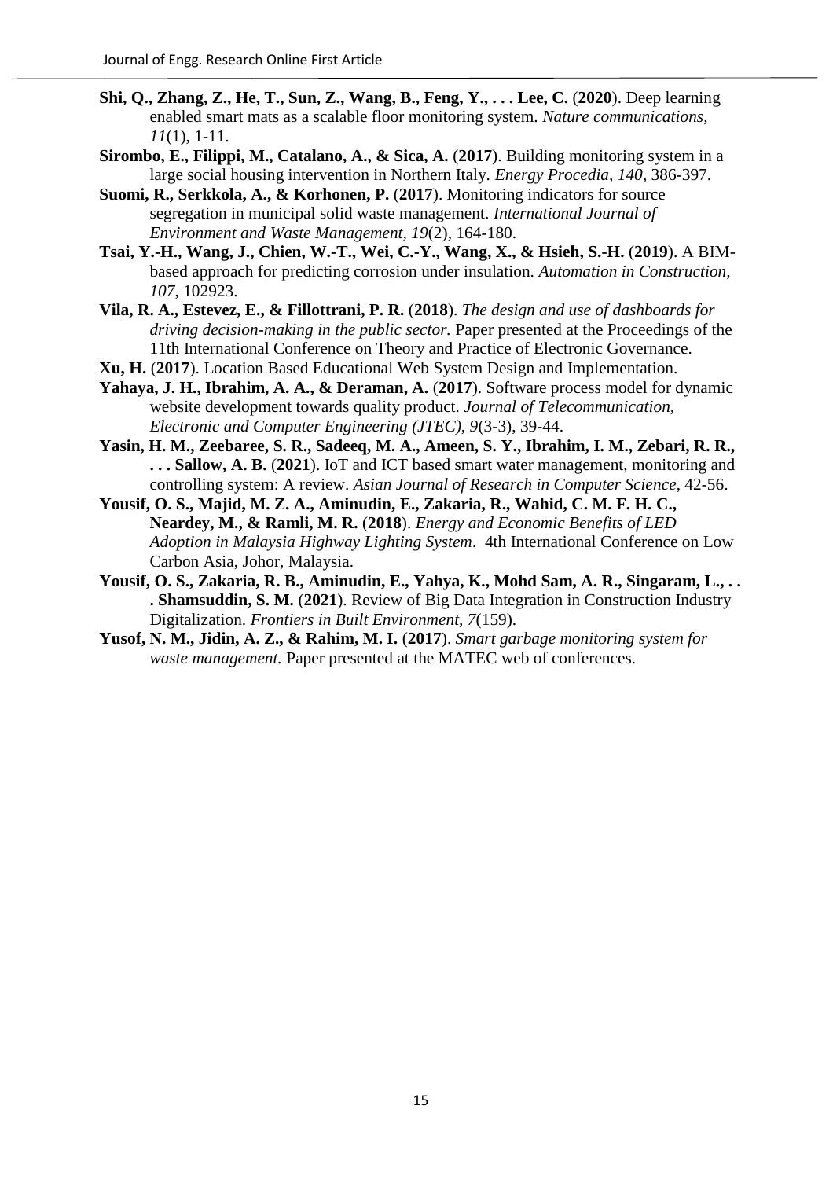**Shi, Q., Zhang, Z., He, T., Sun, Z., Wang, B., Feng, Y., . . . Lee, C.** (**2020**). Deep learning enabled smart mats as a scalable floor monitoring system. *Nature communications, 11*(1), 1-11.

**Sirombo, E., Filippi, M., Catalano, A., & Sica, A.** (**2017**). Building monitoring system in a large social housing intervention in Northern Italy. *Energy Procedia, 140*, 386-397.

**Suomi, R., Serkkola, A., & Korhonen, P.** (**2017**). Monitoring indicators for source segregation in municipal solid waste management. *International Journal of Environment and Waste Management, 19*(2), 164-180.

**Tsai, Y.-H., Wang, J., Chien, W.-T., Wei, C.-Y., Wang, X., & Hsieh, S.-H.** (**2019**). A BIM-based approach for predicting corrosion under insulation. *Automation in Construction, 107*, 102923.

**Vila, R. A., Estevez, E., & Fillottrani, P. R.** (**2018**). *The design and use of dashboards for driving decision-making in the public sector.* Paper presented at the Proceedings of the 11th International Conference on Theory and Practice of Electronic Governance.

**Xu, H.** (**2017**). Location Based Educational Web System Design and Implementation.

**Yahaya, J. H., Ibrahim, A. A., & Deraman, A.** (**2017**). Software process model for dynamic website development towards quality product. *Journal of Telecommunication, Electronic and Computer Engineering (JTEC), 9*(3-3), 39-44.

**Yasin, H. M., Zeebaree, S. R., Sadeeq, M. A., Ameen, S. Y., Ibrahim, I. M., Zebari, R. R., . . . Sallow, A. B.** (**2021**). IoT and ICT based smart water management, monitoring and controlling system: A review. *Asian Journal of Research in Computer Science*, 42-56.

**Yousif, O. S., Majid, M. Z. A., Aminudin, E., Zakaria, R., Wahid, C. M. F. H. C., Neardey, M., & Ramli, M. R.** (**2018**). *Energy and Economic Benefits of LED Adoption in Malaysia Highway Lighting System*. 4th International Conference on Low Carbon Asia, Johor, Malaysia.

**Yousif, O. S., Zakaria, R. B., Aminudin, E., Yahya, K., Mohd Sam, A. R., Singaram, L., . . . Shamsuddin, S. M.** (**2021**). Review of Big Data Integration in Construction Industry Digitalization. *Frontiers in Built Environment, 7*(159).

**Yusof, N. M., Jidin, A. Z., & Rahim, M. I.** (**2017**). *Smart garbage monitoring system for waste management.* Paper presented at the MATEC web of conferences.